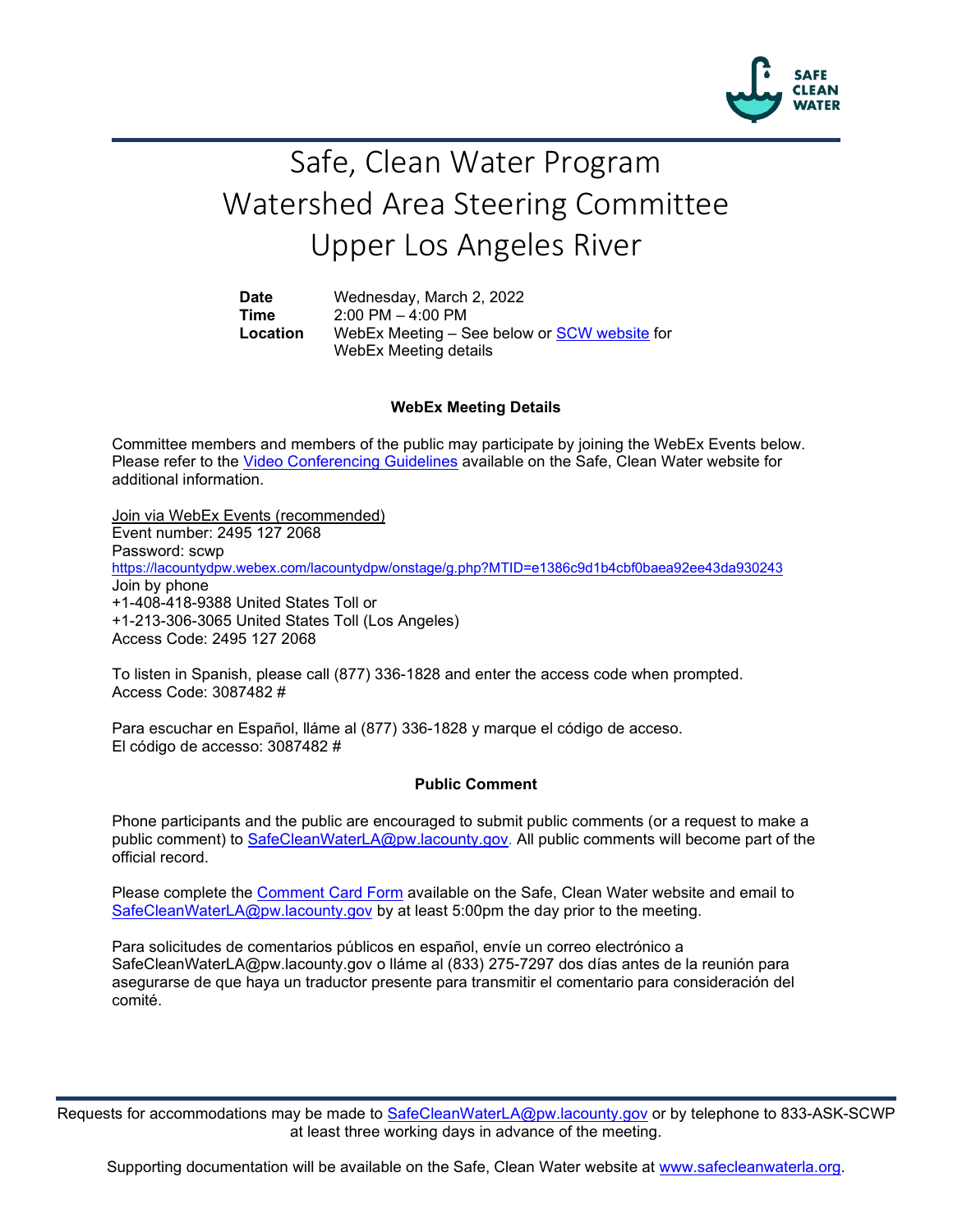# Safe, Clean Water Program
# Watershed Area Steering Committee
# Upper Los Angeles River

| | |
|---|---|
| **Date** | Wednesday, March 2, 2022 |
| **Time** | 2:00 PM – 4:00 PM |
| **Location** | WebEx Meeting – See below or SCW website for WebEx Meeting details |

**WebEx Meeting Details**

Committee members and members of the public may participate by joining the WebEx Events below. Please refer to the Video Conferencing Guidelines available on the Safe, Clean Water website for additional information.

Join via WebEx Events (recommended)
Event number: 2495 127 2068
Password: scwp
https://lacountydpw.webex.com/lacountydpw/onstage/g.php?MTID=e1386c9d1b4cbf0baea92ee43da930243
Join by phone
+1-408-418-9388 United States Toll or
+1-213-306-3065 United States Toll (Los Angeles)
Access Code: 2495 127 2068

To listen in Spanish, please call (877) 336-1828 and enter the access code when prompted.
Access Code: 3087482 #

Para escuchar en Español, lláme al (877) 336-1828 y marque el código de acceso.
El código de accesso: 3087482 #

**Public Comment**

Phone participants and the public are encouraged to submit public comments (or a request to make a public comment) to SafeCleanWaterLA@pw.lacounty.gov. All public comments will become part of the official record.

Please complete the Comment Card Form available on the Safe, Clean Water website and email to SafeCleanWaterLA@pw.lacounty.gov by at least 5:00pm the day prior to the meeting.

Para solicitudes de comentarios públicos en español, envíe un correo electrónico a SafeCleanWaterLA@pw.lacounty.gov o lláme al (833) 275-7297 dos días antes de la reunión para asegurarse de que haya un traductor presente para transmitir el comentario para consideración del comité.

Requests for accommodations may be made to SafeCleanWaterLA@pw.lacounty.gov or by telephone to 833-ASK-SCWP at least three working days in advance of the meeting.

Supporting documentation will be available on the Safe, Clean Water website at www.safecleanwaterla.org.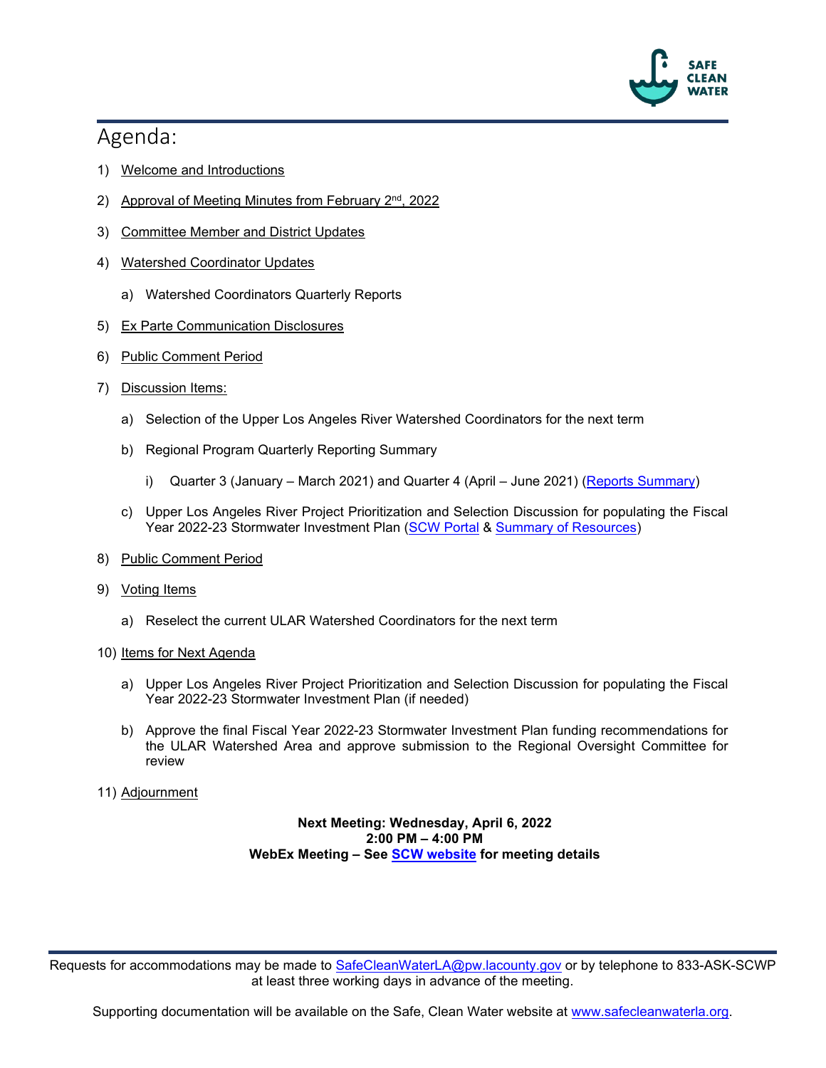# Agenda:

1) Welcome and Introductions

2) Approval of Meeting Minutes from February 2nd, 2022

3) Committee Member and District Updates

4) Watershed Coordinator Updates

   a) Watershed Coordinators Quarterly Reports

5) Ex Parte Communication Disclosures

6) Public Comment Period

7) Discussion Items:

   a) Selection of the Upper Los Angeles River Watershed Coordinators for the next term

   b) Regional Program Quarterly Reporting Summary

      i) Quarter 3 (January – March 2021) and Quarter 4 (April – June 2021) (Reports Summary)

   c) Upper Los Angeles River Project Prioritization and Selection Discussion for populating the Fiscal Year 2022-23 Stormwater Investment Plan (SCW Portal & Summary of Resources)

8) Public Comment Period

9) Voting Items

   a) Reselect the current ULAR Watershed Coordinators for the next term

10) Items for Next Agenda

   a) Upper Los Angeles River Project Prioritization and Selection Discussion for populating the Fiscal Year 2022-23 Stormwater Investment Plan (if needed)

   b) Approve the final Fiscal Year 2022-23 Stormwater Investment Plan funding recommendations for the ULAR Watershed Area and approve submission to the Regional Oversight Committee for review

11) Adjournment

**Next Meeting: Wednesday, April 6, 2022**
**2:00 PM – 4:00 PM**
**WebEx Meeting – See SCW website for meeting details**

Requests for accommodations may be made to SafeCleanWaterLA@pw.lacounty.gov or by telephone to 833-ASK-SCWP at least three working days in advance of the meeting.

Supporting documentation will be available on the Safe, Clean Water website at www.safecleanwaterla.org.